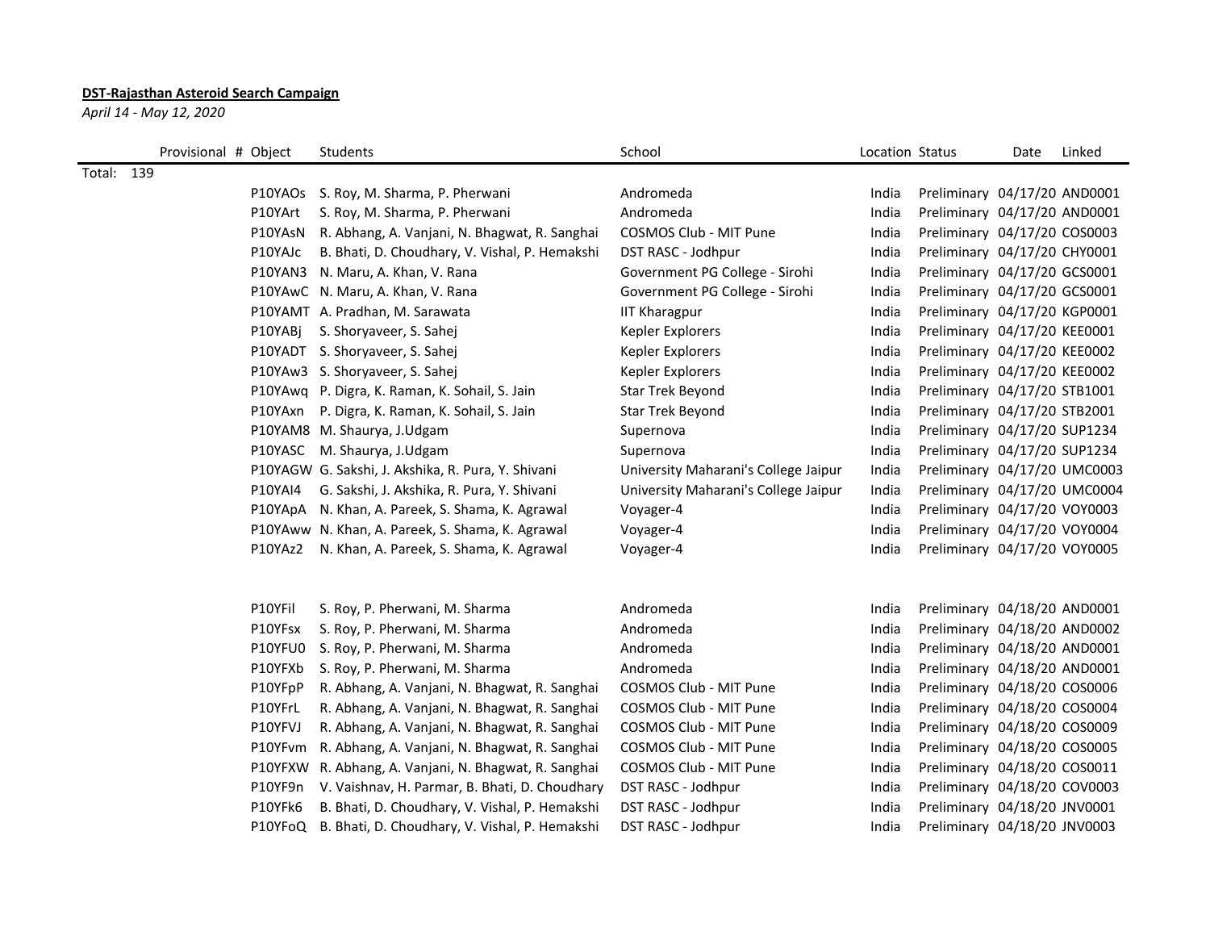**DST-Rajasthan Asteroid Search Campaign**

*April 14 - May 12, 2020*

| Provisional # | Object | Students | School | Location | Status | Date | Linked |
|---|---|---|---|---|---|---|---|
| Total: 139 | | | | | | | |
| | P10YAOs | S. Roy, M. Sharma, P. Pherwani | Andromeda | India | Preliminary | 04/17/20 | AND0001 |
| | P10YArt | S. Roy, M. Sharma, P. Pherwani | Andromeda | India | Preliminary | 04/17/20 | AND0001 |
| | P10YAsN | R. Abhang, A. Vanjani, N. Bhagwat, R. Sanghai | COSMOS Club - MIT Pune | India | Preliminary | 04/17/20 | COS0003 |
| | P10YAJc | B. Bhati, D. Choudhary, V. Vishal, P. Hemakshi | DST RASC - Jodhpur | India | Preliminary | 04/17/20 | CHY0001 |
| | P10YAN3 | N. Maru, A. Khan, V. Rana | Government PG College - Sirohi | India | Preliminary | 04/17/20 | GCS0001 |
| | P10YAwC | N. Maru, A. Khan, V. Rana | Government PG College - Sirohi | India | Preliminary | 04/17/20 | GCS0001 |
| | P10YAMT | A. Pradhan, M. Sarawata | IIT Kharagpur | India | Preliminary | 04/17/20 | KGP0001 |
| | P10YABj | S. Shoryaveer, S. Sahej | Kepler Explorers | India | Preliminary | 04/17/20 | KEE0001 |
| | P10YADT | S. Shoryaveer, S. Sahej | Kepler Explorers | India | Preliminary | 04/17/20 | KEE0002 |
| | P10YAw3 | S. Shoryaveer, S. Sahej | Kepler Explorers | India | Preliminary | 04/17/20 | KEE0002 |
| | P10YAwq | P. Digra, K. Raman, K. Sohail, S. Jain | Star Trek Beyond | India | Preliminary | 04/17/20 | STB1001 |
| | P10YAxn | P. Digra, K. Raman, K. Sohail, S. Jain | Star Trek Beyond | India | Preliminary | 04/17/20 | STB2001 |
| | P10YAM8 | M. Shaurya, J.Udgam | Supernova | India | Preliminary | 04/17/20 | SUP1234 |
| | P10YASC | M. Shaurya, J.Udgam | Supernova | India | Preliminary | 04/17/20 | SUP1234 |
| | P10YAGW | G. Sakshi, J. Akshika, R. Pura, Y. Shivani | University Maharani's College Jaipur | India | Preliminary | 04/17/20 | UMC0003 |
| | P10YAI4 | G. Sakshi, J. Akshika, R. Pura, Y. Shivani | University Maharani's College Jaipur | India | Preliminary | 04/17/20 | UMC0004 |
| | P10YApA | N. Khan, A. Pareek, S. Shama, K. Agrawal | Voyager-4 | India | Preliminary | 04/17/20 | VOY0003 |
| | P10YAww | N. Khan, A. Pareek, S. Shama, K. Agrawal | Voyager-4 | India | Preliminary | 04/17/20 | VOY0004 |
| | P10YAz2 | N. Khan, A. Pareek, S. Shama, K. Agrawal | Voyager-4 | India | Preliminary | 04/17/20 | VOY0005 |
| | | | | | | | |
| | P10YFil | S. Roy, P. Pherwani, M. Sharma | Andromeda | India | Preliminary | 04/18/20 | AND0001 |
| | P10YFsx | S. Roy, P. Pherwani, M. Sharma | Andromeda | India | Preliminary | 04/18/20 | AND0002 |
| | P10YFU0 | S. Roy, P. Pherwani, M. Sharma | Andromeda | India | Preliminary | 04/18/20 | AND0001 |
| | P10YFXb | S. Roy, P. Pherwani, M. Sharma | Andromeda | India | Preliminary | 04/18/20 | AND0001 |
| | P10YFpP | R. Abhang, A. Vanjani, N. Bhagwat, R. Sanghai | COSMOS Club - MIT Pune | India | Preliminary | 04/18/20 | COS0006 |
| | P10YFrL | R. Abhang, A. Vanjani, N. Bhagwat, R. Sanghai | COSMOS Club - MIT Pune | India | Preliminary | 04/18/20 | COS0004 |
| | P10YFVJ | R. Abhang, A. Vanjani, N. Bhagwat, R. Sanghai | COSMOS Club - MIT Pune | India | Preliminary | 04/18/20 | COS0009 |
| | P10YFvm | R. Abhang, A. Vanjani, N. Bhagwat, R. Sanghai | COSMOS Club - MIT Pune | India | Preliminary | 04/18/20 | COS0005 |
| | P10YFXW | R. Abhang, A. Vanjani, N. Bhagwat, R. Sanghai | COSMOS Club - MIT Pune | India | Preliminary | 04/18/20 | COS0011 |
| | P10YF9n | V. Vaishnav, H. Parmar, B. Bhati, D. Choudhary | DST RASC - Jodhpur | India | Preliminary | 04/18/20 | COV0003 |
| | P10YFk6 | B. Bhati, D. Choudhary, V. Vishal, P. Hemakshi | DST RASC - Jodhpur | India | Preliminary | 04/18/20 | JNV0001 |
| | P10YFoQ | B. Bhati, D. Choudhary, V. Vishal, P. Hemakshi | DST RASC - Jodhpur | India | Preliminary | 04/18/20 | JNV0003 |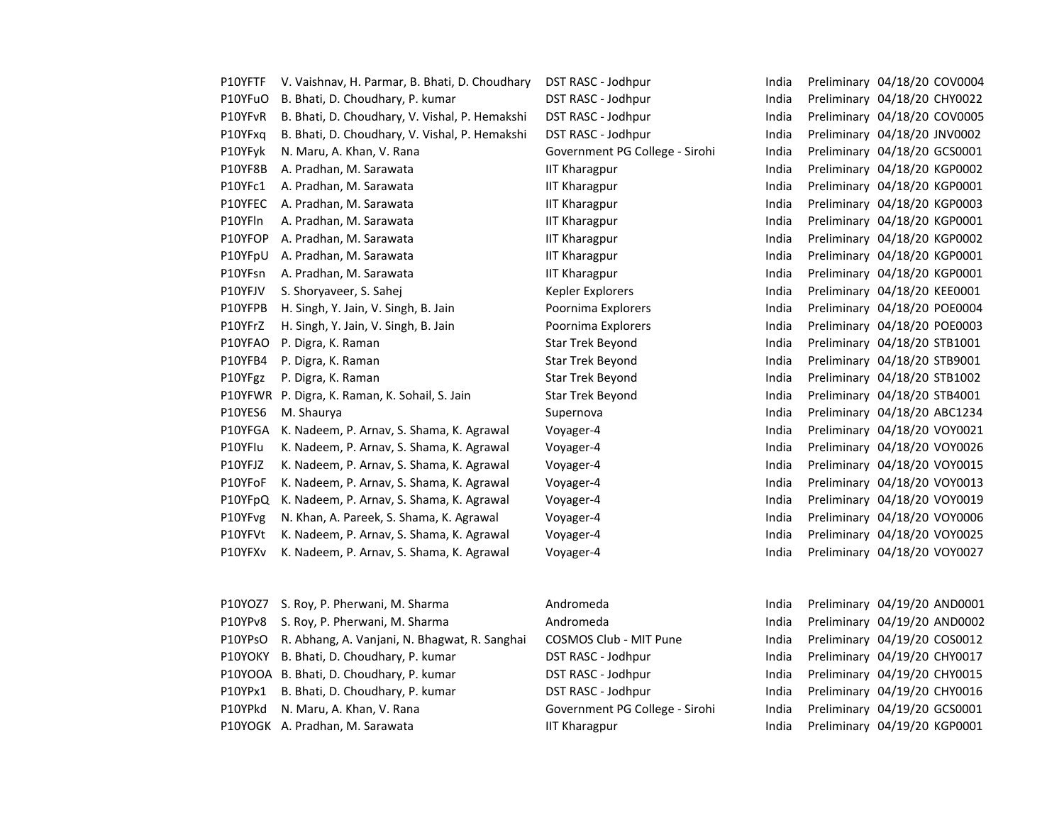| | | | | | | |
|---|---|---|---|---|---|---|
| P10YFTF | V. Vaishnav, H. Parmar, B. Bhati, D. Choudhary | DST RASC - Jodhpur | India | Preliminary | 04/18/20 | COV0004 |
| P10YFuO | B. Bhati, D. Choudhary, P. kumar | DST RASC - Jodhpur | India | Preliminary | 04/18/20 | CHY0022 |
| P10YFvR | B. Bhati, D. Choudhary, V. Vishal, P. Hemakshi | DST RASC - Jodhpur | India | Preliminary | 04/18/20 | COV0005 |
| P10YFxq | B. Bhati, D. Choudhary, V. Vishal, P. Hemakshi | DST RASC - Jodhpur | India | Preliminary | 04/18/20 | JNV0002 |
| P10YFyk | N. Maru, A. Khan, V. Rana | Government PG College - Sirohi | India | Preliminary | 04/18/20 | GCS0001 |
| P10YF8B | A. Pradhan, M. Sarawata | IIT Kharagpur | India | Preliminary | 04/18/20 | KGP0002 |
| P10YFc1 | A. Pradhan, M. Sarawata | IIT Kharagpur | India | Preliminary | 04/18/20 | KGP0001 |
| P10YFEC | A. Pradhan, M. Sarawata | IIT Kharagpur | India | Preliminary | 04/18/20 | KGP0003 |
| P10YFln | A. Pradhan, M. Sarawata | IIT Kharagpur | India | Preliminary | 04/18/20 | KGP0001 |
| P10YFOP | A. Pradhan, M. Sarawata | IIT Kharagpur | India | Preliminary | 04/18/20 | KGP0002 |
| P10YFpU | A. Pradhan, M. Sarawata | IIT Kharagpur | India | Preliminary | 04/18/20 | KGP0001 |
| P10YFsn | A. Pradhan, M. Sarawata | IIT Kharagpur | India | Preliminary | 04/18/20 | KGP0001 |
| P10YFJV | S. Shoryaveer, S. Sahej | Kepler Explorers | India | Preliminary | 04/18/20 | KEE0001 |
| P10YFPB | H. Singh, Y. Jain, V. Singh, B. Jain | Poornima Explorers | India | Preliminary | 04/18/20 | POE0004 |
| P10YFrZ | H. Singh, Y. Jain, V. Singh, B. Jain | Poornima Explorers | India | Preliminary | 04/18/20 | POE0003 |
| P10YFAO | P. Digra, K. Raman | Star Trek Beyond | India | Preliminary | 04/18/20 | STB1001 |
| P10YFB4 | P. Digra, K. Raman | Star Trek Beyond | India | Preliminary | 04/18/20 | STB9001 |
| P10YFgz | P. Digra, K. Raman | Star Trek Beyond | India | Preliminary | 04/18/20 | STB1002 |
| P10YFWR | P. Digra, K. Raman, K. Sohail, S. Jain | Star Trek Beyond | India | Preliminary | 04/18/20 | STB4001 |
| P10YES6 | M. Shaurya | Supernova | India | Preliminary | 04/18/20 | ABC1234 |
| P10YFGA | K. Nadeem, P. Arnav, S. Shama, K. Agrawal | Voyager-4 | India | Preliminary | 04/18/20 | VOY0021 |
| P10YFIu | K. Nadeem, P. Arnav, S. Shama, K. Agrawal | Voyager-4 | India | Preliminary | 04/18/20 | VOY0026 |
| P10YFJZ | K. Nadeem, P. Arnav, S. Shama, K. Agrawal | Voyager-4 | India | Preliminary | 04/18/20 | VOY0015 |
| P10YFoF | K. Nadeem, P. Arnav, S. Shama, K. Agrawal | Voyager-4 | India | Preliminary | 04/18/20 | VOY0013 |
| P10YFpQ | K. Nadeem, P. Arnav, S. Shama, K. Agrawal | Voyager-4 | India | Preliminary | 04/18/20 | VOY0019 |
| P10YFvg | N. Khan, A. Pareek, S. Shama, K. Agrawal | Voyager-4 | India | Preliminary | 04/18/20 | VOY0006 |
| P10YFVt | K. Nadeem, P. Arnav, S. Shama, K. Agrawal | Voyager-4 | India | Preliminary | 04/18/20 | VOY0025 |
| P10YFXv | K. Nadeem, P. Arnav, S. Shama, K. Agrawal | Voyager-4 | India | Preliminary | 04/18/20 | VOY0027 |

| | | | | | | |
|---|---|---|---|---|---|---|
| P10YOZ7 | S. Roy, P. Pherwani, M. Sharma | Andromeda | India | Preliminary | 04/19/20 | AND0001 |
| P10YPv8 | S. Roy, P. Pherwani, M. Sharma | Andromeda | India | Preliminary | 04/19/20 | AND0002 |
| P10YPsO | R. Abhang, A. Vanjani, N. Bhagwat, R. Sanghai | COSMOS Club - MIT Pune | India | Preliminary | 04/19/20 | COS0012 |
| P10YOKY | B. Bhati, D. Choudhary, P. kumar | DST RASC - Jodhpur | India | Preliminary | 04/19/20 | CHY0017 |
| P10YOOA | B. Bhati, D. Choudhary, P. kumar | DST RASC - Jodhpur | India | Preliminary | 04/19/20 | CHY0015 |
| P10YPx1 | B. Bhati, D. Choudhary, P. kumar | DST RASC - Jodhpur | India | Preliminary | 04/19/20 | CHY0016 |
| P10YPkd | N. Maru, A. Khan, V. Rana | Government PG College - Sirohi | India | Preliminary | 04/19/20 | GCS0001 |
| P10YOGK | A. Pradhan, M. Sarawata | IIT Kharagpur | India | Preliminary | 04/19/20 | KGP0001 |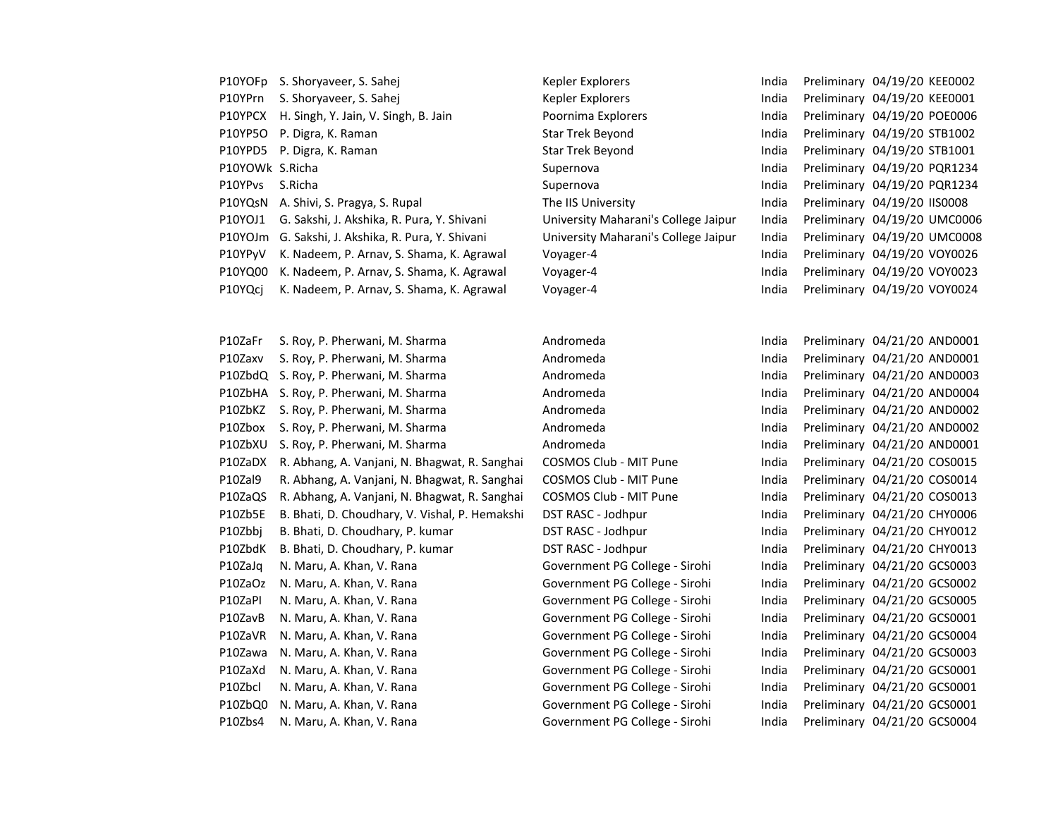| | | | | | | |
|---|---|---|---|---|---|---|
| P10YOFp | S. Shoryaveer, S. Sahej | Kepler Explorers | India | Preliminary | 04/19/20 | KEE0002 |
| P10YPrn | S. Shoryaveer, S. Sahej | Kepler Explorers | India | Preliminary | 04/19/20 | KEE0001 |
| P10YPCX | H. Singh, Y. Jain, V. Singh, B. Jain | Poornima Explorers | India | Preliminary | 04/19/20 | POE0006 |
| P10YP5O | P. Digra, K. Raman | Star Trek Beyond | India | Preliminary | 04/19/20 | STB1002 |
| P10YPD5 | P. Digra, K. Raman | Star Trek Beyond | India | Preliminary | 04/19/20 | STB1001 |
| P10YOWk | S.Richa | Supernova | India | Preliminary | 04/19/20 | PQR1234 |
| P10YPvs | S.Richa | Supernova | India | Preliminary | 04/19/20 | PQR1234 |
| P10YQsN | A. Shivi, S. Pragya, S. Rupal | The IIS University | India | Preliminary | 04/19/20 | IIS0008 |
| P10YOJ1 | G. Sakshi, J. Akshika, R. Pura, Y. Shivani | University Maharani's College Jaipur | India | Preliminary | 04/19/20 | UMC0006 |
| P10YOJm | G. Sakshi, J. Akshika, R. Pura, Y. Shivani | University Maharani's College Jaipur | India | Preliminary | 04/19/20 | UMC0008 |
| P10YPyV | K. Nadeem, P. Arnav, S. Shama, K. Agrawal | Voyager-4 | India | Preliminary | 04/19/20 | VOY0026 |
| P10YQ00 | K. Nadeem, P. Arnav, S. Shama, K. Agrawal | Voyager-4 | India | Preliminary | 04/19/20 | VOY0023 |
| P10YQcj | K. Nadeem, P. Arnav, S. Shama, K. Agrawal | Voyager-4 | India | Preliminary | 04/19/20 | VOY0024 |

| | | | | | | |
|---|---|---|---|---|---|---|
| P10ZaFr | S. Roy, P. Pherwani, M. Sharma | Andromeda | India | Preliminary | 04/21/20 | AND0001 |
| P10Zaxv | S. Roy, P. Pherwani, M. Sharma | Andromeda | India | Preliminary | 04/21/20 | AND0001 |
| P10ZbdQ | S. Roy, P. Pherwani, M. Sharma | Andromeda | India | Preliminary | 04/21/20 | AND0003 |
| P10ZbHA | S. Roy, P. Pherwani, M. Sharma | Andromeda | India | Preliminary | 04/21/20 | AND0004 |
| P10ZbKZ | S. Roy, P. Pherwani, M. Sharma | Andromeda | India | Preliminary | 04/21/20 | AND0002 |
| P10Zbox | S. Roy, P. Pherwani, M. Sharma | Andromeda | India | Preliminary | 04/21/20 | AND0002 |
| P10ZbXU | S. Roy, P. Pherwani, M. Sharma | Andromeda | India | Preliminary | 04/21/20 | AND0001 |
| P10ZaDX | R. Abhang, A. Vanjani, N. Bhagwat, R. Sanghai | COSMOS Club - MIT Pune | India | Preliminary | 04/21/20 | COS0015 |
| P10Zal9 | R. Abhang, A. Vanjani, N. Bhagwat, R. Sanghai | COSMOS Club - MIT Pune | India | Preliminary | 04/21/20 | COS0014 |
| P10ZaQS | R. Abhang, A. Vanjani, N. Bhagwat, R. Sanghai | COSMOS Club - MIT Pune | India | Preliminary | 04/21/20 | COS0013 |
| P10Zb5E | B. Bhati, D. Choudhary, V. Vishal, P. Hemakshi | DST RASC - Jodhpur | India | Preliminary | 04/21/20 | CHY0006 |
| P10Zbbj | B. Bhati, D. Choudhary, P. kumar | DST RASC - Jodhpur | India | Preliminary | 04/21/20 | CHY0012 |
| P10ZbdK | B. Bhati, D. Choudhary, P. kumar | DST RASC - Jodhpur | India | Preliminary | 04/21/20 | CHY0013 |
| P10ZaJq | N. Maru, A. Khan, V. Rana | Government PG College - Sirohi | India | Preliminary | 04/21/20 | GCS0003 |
| P10ZaOz | N. Maru, A. Khan, V. Rana | Government PG College - Sirohi | India | Preliminary | 04/21/20 | GCS0002 |
| P10ZaPI | N. Maru, A. Khan, V. Rana | Government PG College - Sirohi | India | Preliminary | 04/21/20 | GCS0005 |
| P10ZavB | N. Maru, A. Khan, V. Rana | Government PG College - Sirohi | India | Preliminary | 04/21/20 | GCS0001 |
| P10ZaVR | N. Maru, A. Khan, V. Rana | Government PG College - Sirohi | India | Preliminary | 04/21/20 | GCS0004 |
| P10Zawa | N. Maru, A. Khan, V. Rana | Government PG College - Sirohi | India | Preliminary | 04/21/20 | GCS0003 |
| P10ZaXd | N. Maru, A. Khan, V. Rana | Government PG College - Sirohi | India | Preliminary | 04/21/20 | GCS0001 |
| P10Zbcl | N. Maru, A. Khan, V. Rana | Government PG College - Sirohi | India | Preliminary | 04/21/20 | GCS0001 |
| P10ZbQ0 | N. Maru, A. Khan, V. Rana | Government PG College - Sirohi | India | Preliminary | 04/21/20 | GCS0001 |
| P10Zbs4 | N. Maru, A. Khan, V. Rana | Government PG College - Sirohi | India | Preliminary | 04/21/20 | GCS0004 |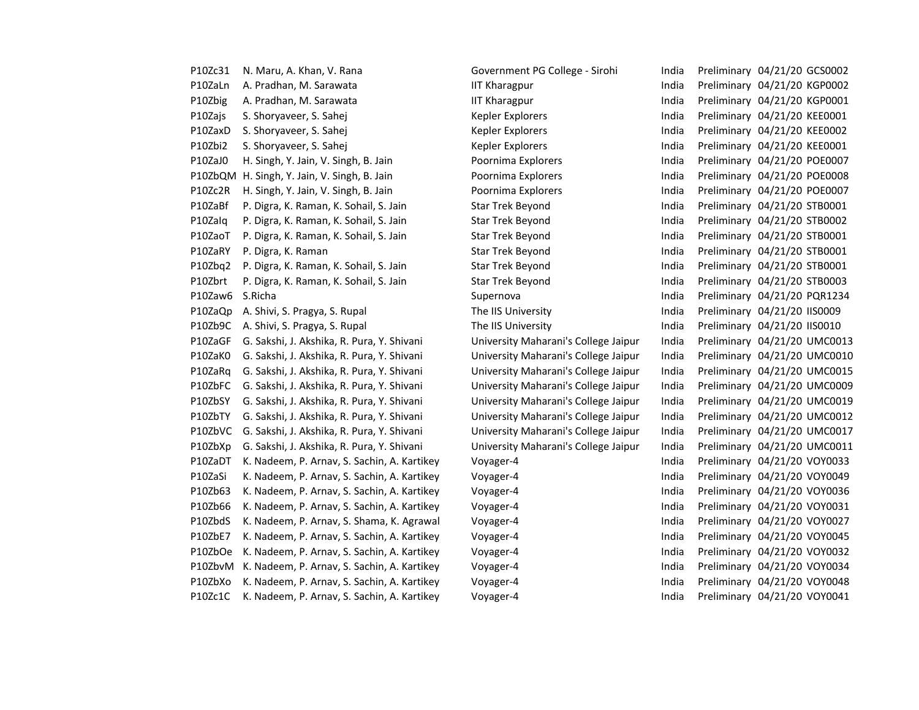| | | | | | | |
|---|---|---|---|---|---|---|
| P10Zc31 | N. Maru, A. Khan, V. Rana | Government PG College - Sirohi | India | Preliminary | 04/21/20 | GCS0002 |
| P10ZaLn | A. Pradhan, M. Sarawata | IIT Kharagpur | India | Preliminary | 04/21/20 | KGP0002 |
| P10Zbig | A. Pradhan, M. Sarawata | IIT Kharagpur | India | Preliminary | 04/21/20 | KGP0001 |
| P10Zajs | S. Shoryaveer, S. Sahej | Kepler Explorers | India | Preliminary | 04/21/20 | KEE0001 |
| P10ZaxD | S. Shoryaveer, S. Sahej | Kepler Explorers | India | Preliminary | 04/21/20 | KEE0002 |
| P10Zbi2 | S. Shoryaveer, S. Sahej | Kepler Explorers | India | Preliminary | 04/21/20 | KEE0001 |
| P10ZaJ0 | H. Singh, Y. Jain, V. Singh, B. Jain | Poornima Explorers | India | Preliminary | 04/21/20 | POE0007 |
| P10ZbQM | H. Singh, Y. Jain, V. Singh, B. Jain | Poornima Explorers | India | Preliminary | 04/21/20 | POE0008 |
| P10Zc2R | H. Singh, Y. Jain, V. Singh, B. Jain | Poornima Explorers | India | Preliminary | 04/21/20 | POE0007 |
| P10ZaBf | P. Digra, K. Raman, K. Sohail, S. Jain | Star Trek Beyond | India | Preliminary | 04/21/20 | STB0001 |
| P10ZaIq | P. Digra, K. Raman, K. Sohail, S. Jain | Star Trek Beyond | India | Preliminary | 04/21/20 | STB0002 |
| P10ZaoT | P. Digra, K. Raman, K. Sohail, S. Jain | Star Trek Beyond | India | Preliminary | 04/21/20 | STB0001 |
| P10ZaRY | P. Digra, K. Raman | Star Trek Beyond | India | Preliminary | 04/21/20 | STB0001 |
| P10Zbq2 | P. Digra, K. Raman, K. Sohail, S. Jain | Star Trek Beyond | India | Preliminary | 04/21/20 | STB0001 |
| P10Zbrt | P. Digra, K. Raman, K. Sohail, S. Jain | Star Trek Beyond | India | Preliminary | 04/21/20 | STB0003 |
| P10Zaw6 | S.Richa | Supernova | India | Preliminary | 04/21/20 | PQR1234 |
| P10ZaQp | A. Shivi, S. Pragya, S. Rupal | The IIS University | India | Preliminary | 04/21/20 | IIS0009 |
| P10Zb9C | A. Shivi, S. Pragya, S. Rupal | The IIS University | India | Preliminary | 04/21/20 | IIS0010 |
| P10ZaGF | G. Sakshi, J. Akshika, R. Pura, Y. Shivani | University Maharani's College Jaipur | India | Preliminary | 04/21/20 | UMC0013 |
| P10ZaK0 | G. Sakshi, J. Akshika, R. Pura, Y. Shivani | University Maharani's College Jaipur | India | Preliminary | 04/21/20 | UMC0010 |
| P10ZaRq | G. Sakshi, J. Akshika, R. Pura, Y. Shivani | University Maharani's College Jaipur | India | Preliminary | 04/21/20 | UMC0015 |
| P10ZbFC | G. Sakshi, J. Akshika, R. Pura, Y. Shivani | University Maharani's College Jaipur | India | Preliminary | 04/21/20 | UMC0009 |
| P10ZbSY | G. Sakshi, J. Akshika, R. Pura, Y. Shivani | University Maharani's College Jaipur | India | Preliminary | 04/21/20 | UMC0019 |
| P10ZbTY | G. Sakshi, J. Akshika, R. Pura, Y. Shivani | University Maharani's College Jaipur | India | Preliminary | 04/21/20 | UMC0012 |
| P10ZbVC | G. Sakshi, J. Akshika, R. Pura, Y. Shivani | University Maharani's College Jaipur | India | Preliminary | 04/21/20 | UMC0017 |
| P10ZbXp | G. Sakshi, J. Akshika, R. Pura, Y. Shivani | University Maharani's College Jaipur | India | Preliminary | 04/21/20 | UMC0011 |
| P10ZaDT | K. Nadeem, P. Arnav, S. Sachin, A. Kartikey | Voyager-4 | India | Preliminary | 04/21/20 | VOY0033 |
| P10ZaSi | K. Nadeem, P. Arnav, S. Sachin, A. Kartikey | Voyager-4 | India | Preliminary | 04/21/20 | VOY0049 |
| P10Zb63 | K. Nadeem, P. Arnav, S. Sachin, A. Kartikey | Voyager-4 | India | Preliminary | 04/21/20 | VOY0036 |
| P10Zb66 | K. Nadeem, P. Arnav, S. Sachin, A. Kartikey | Voyager-4 | India | Preliminary | 04/21/20 | VOY0031 |
| P10ZbdS | K. Nadeem, P. Arnav, S. Shama, K. Agrawal | Voyager-4 | India | Preliminary | 04/21/20 | VOY0027 |
| P10ZbE7 | K. Nadeem, P. Arnav, S. Sachin, A. Kartikey | Voyager-4 | India | Preliminary | 04/21/20 | VOY0045 |
| P10ZbOe | K. Nadeem, P. Arnav, S. Sachin, A. Kartikey | Voyager-4 | India | Preliminary | 04/21/20 | VOY0032 |
| P10ZbvM | K. Nadeem, P. Arnav, S. Sachin, A. Kartikey | Voyager-4 | India | Preliminary | 04/21/20 | VOY0034 |
| P10ZbXo | K. Nadeem, P. Arnav, S. Sachin, A. Kartikey | Voyager-4 | India | Preliminary | 04/21/20 | VOY0048 |
| P10Zc1C | K. Nadeem, P. Arnav, S. Sachin, A. Kartikey | Voyager-4 | India | Preliminary | 04/21/20 | VOY0041 |